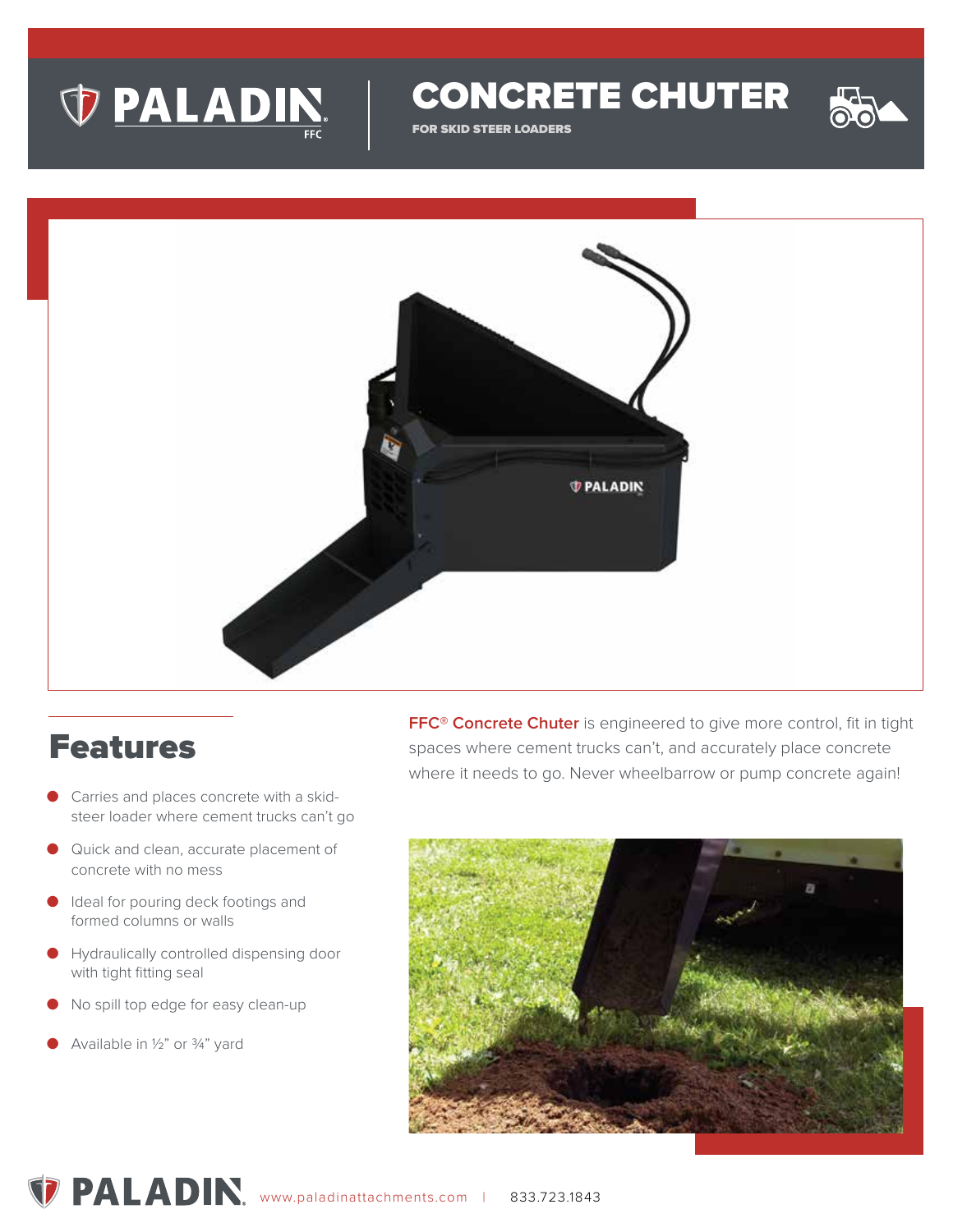# CONCRETE CHUTER

FOR SKID STEER LOADERS

## Features

- Carries and places concrete with a skid-steer loader where cement trucks can't go
- Quick and clean, accurate placement of concrete with no mess
- Ideal for pouring deck footings and formed columns or walls
- Hydraulically controlled dispensing door with tight fitting seal
- No spill top edge for easy clean-up
- Available in ½" or ¾" yard

**FFC® Concrete Chuter** is engineered to give more control, fit in tight spaces where cement trucks can't, and accurately place concrete where it needs to go. Never wheelbarrow or pump concrete again!

www.paladinattachments.com | 833.723.1843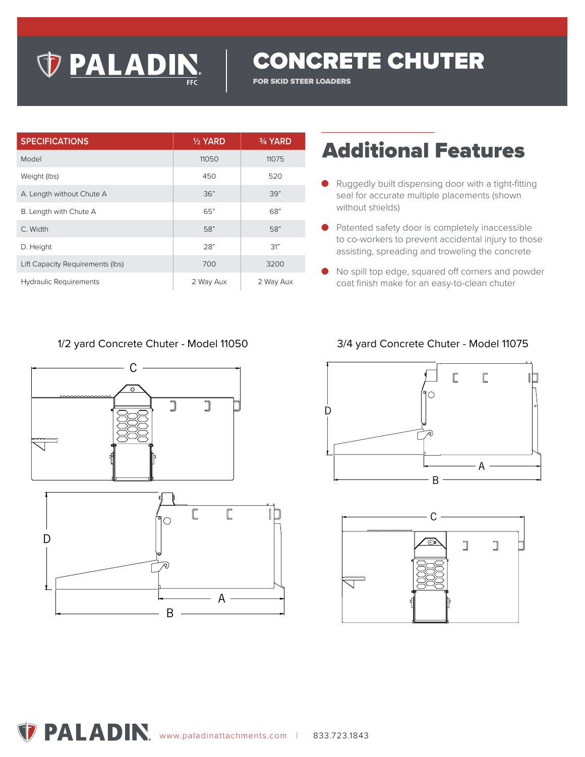# PALADIN FFC

# CONCRETE CHUTER

FOR SKID STEER LOADERS

| SPECIFICATIONS | ½ YARD | ¾ YARD |
|---|---|---|
| Model | 11050 | 11075 |
| Weight (lbs) | 450 | 520 |
| A. Length without Chute A | 36" | 39" |
| B. Length with Chute A | 65" | 68" |
| C. Width | 58" | 58" |
| D. Height | 28" | 31" |
| Lift Capacity Requirements (lbs) | 700 | 3200 |
| Hydraulic Requirements | 2 Way Aux | 2 Way Aux |

## Additional Features

- Ruggedly built dispensing door with a tight-fitting seal for accurate multiple placements (shown without shields)
- Patented safety door is completely inaccessible to co-workers to prevent accidental injury to those assisting, spreading and troweling the concrete
- No spill top edge, squared off corners and powder coat finish make for an easy-to-clean chuter

1/2 yard Concrete Chuter - Model 11050

C

D

A

B

3/4 yard Concrete Chuter - Model 11075

D

A

B

C

PALADIN www.paladinattachments.com | 833.723.1843